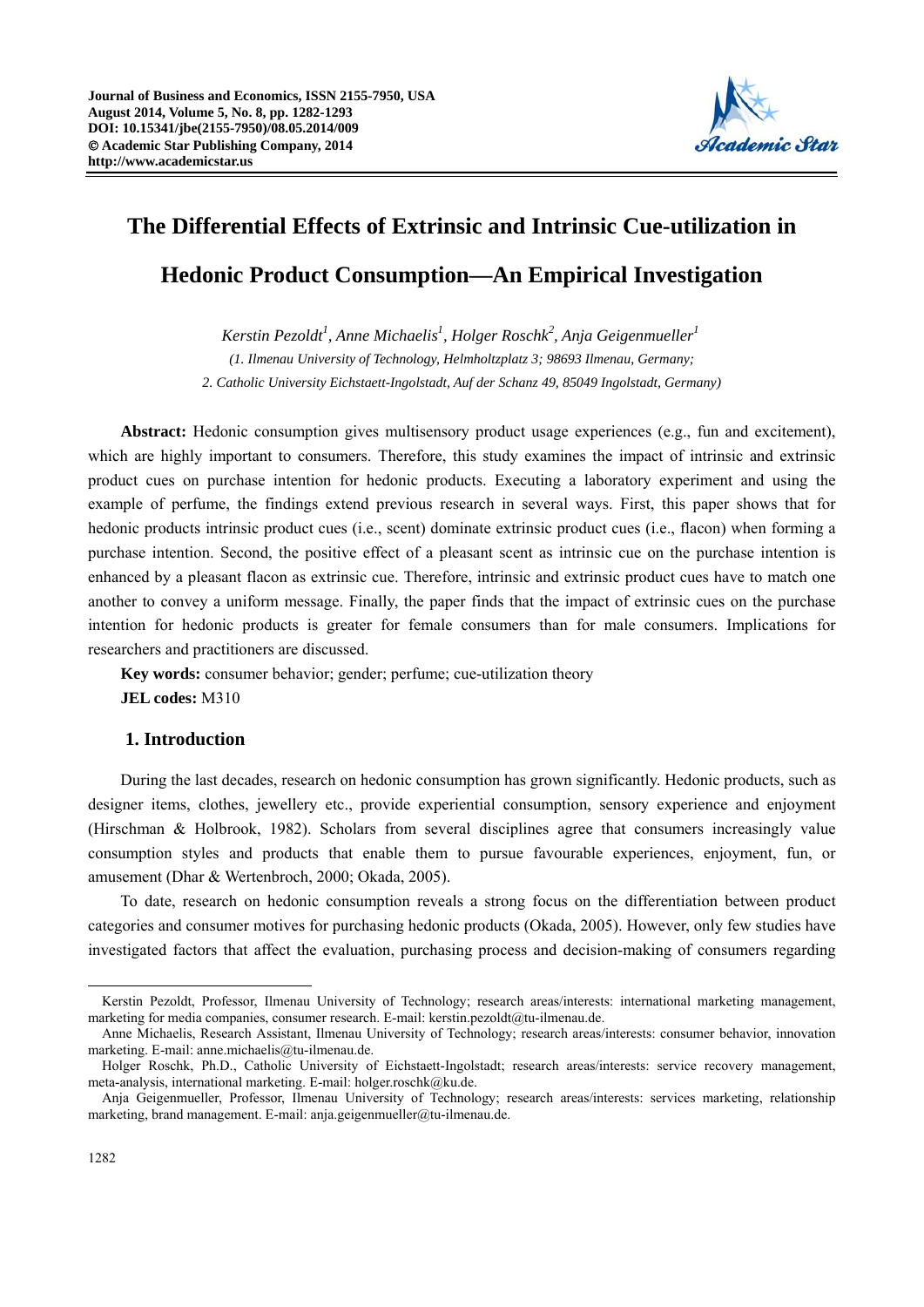# The Differential Effects of Extrinsic and Intrinsic Cue-utilization in Hedonic Product Consumption—An Empirical Investigation

*Kerstin Pezoldt[1], Anne Michaelis[1], Holger Roschk[2], Anja Geigenmueller[1]*

*(1. Ilmenau University of Technology, Helmholtzplatz 3; 98693 Ilmenau, Germany;*
*2. Catholic University Eichstaett-Ingolstadt, Auf der Schanz 49, 85049 Ingolstadt, Germany)*

**Abstract:** Hedonic consumption gives multisensory product usage experiences (e.g., fun and excitement), which are highly important to consumers. Therefore, this study examines the impact of intrinsic and extrinsic product cues on purchase intention for hedonic products. Executing a laboratory experiment and using the example of perfume, the findings extend previous research in several ways. First, this paper shows that for hedonic products intrinsic product cues (i.e., scent) dominate extrinsic product cues (i.e., flacon) when forming a purchase intention. Second, the positive effect of a pleasant scent as intrinsic cue on the purchase intention is enhanced by a pleasant flacon as extrinsic cue. Therefore, intrinsic and extrinsic product cues have to match one another to convey a uniform message. Finally, the paper finds that the impact of extrinsic cues on the purchase intention for hedonic products is greater for female consumers than for male consumers. Implications for researchers and practitioners are discussed.

**Key words:** consumer behavior; gender; perfume; cue-utilization theory

**JEL codes:** M310

## 1. Introduction

During the last decades, research on hedonic consumption has grown significantly. Hedonic products, such as designer items, clothes, jewellery etc., provide experiential consumption, sensory experience and enjoyment (Hirschman & Holbrook, 1982). Scholars from several disciplines agree that consumers increasingly value consumption styles and products that enable them to pursue favourable experiences, enjoyment, fun, or amusement (Dhar & Wertenbroch, 2000; Okada, 2005).

To date, research on hedonic consumption reveals a strong focus on the differentiation between product categories and consumer motives for purchasing hedonic products (Okada, 2005). However, only few studies have investigated factors that affect the evaluation, purchasing process and decision-making of consumers regarding

---

Kerstin Pezoldt, Professor, Ilmenau University of Technology; research areas/interests: international marketing management, marketing for media companies, consumer research. E-mail: kerstin.pezoldt@tu-ilmenau.de.

Anne Michaelis, Research Assistant, Ilmenau University of Technology; research areas/interests: consumer behavior, innovation marketing. E-mail: anne.michaelis@tu-ilmenau.de.

Holger Roschk, Ph.D., Catholic University of Eichstaett-Ingolstadt; research areas/interests: service recovery management, meta-analysis, international marketing. E-mail: holger.roschk@ku.de.

Anja Geigenmueller, Professor, Ilmenau University of Technology; research areas/interests: services marketing, relationship marketing, brand management. E-mail: anja.geigenmueller@tu-ilmenau.de.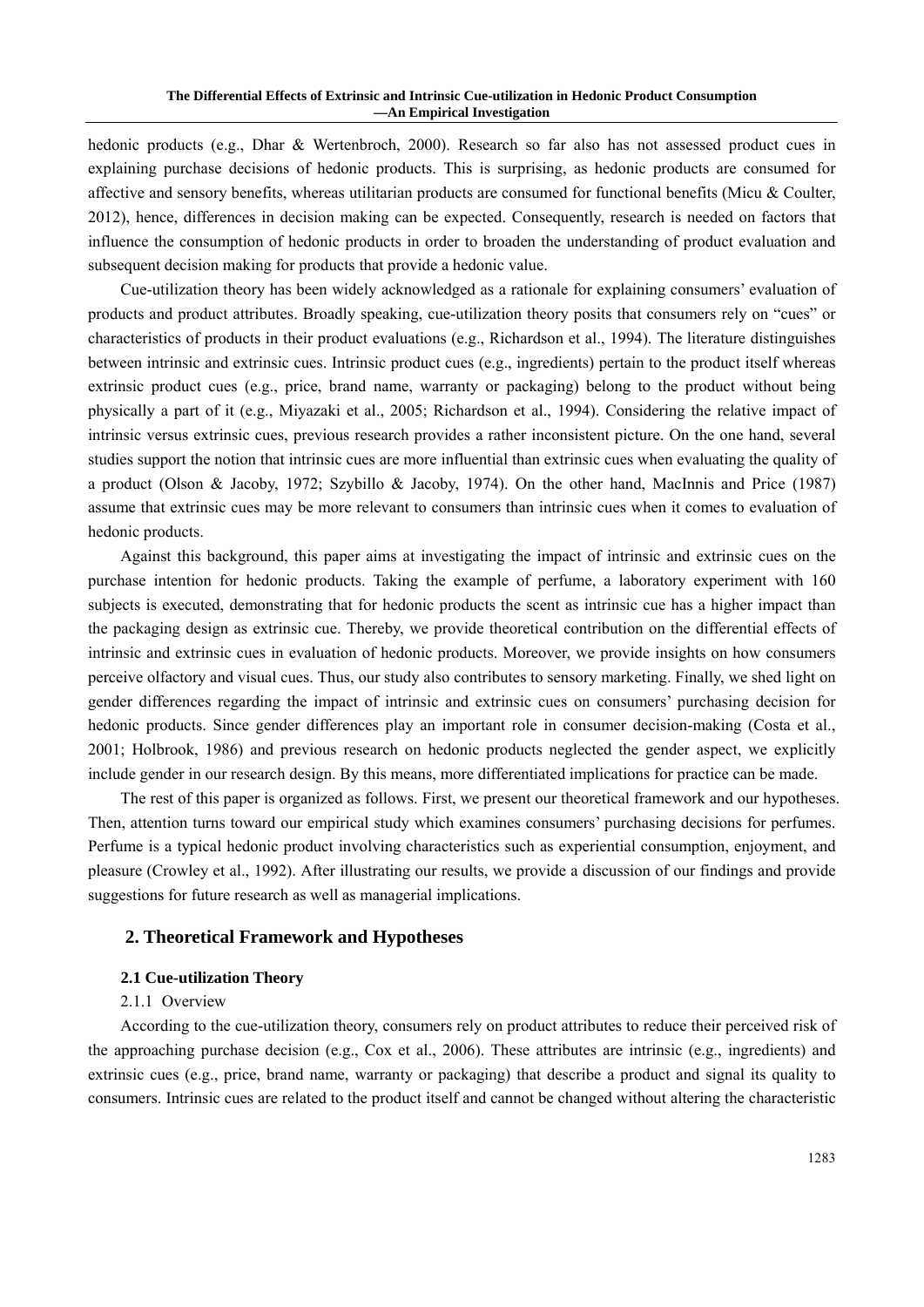hedonic products (e.g., Dhar & Wertenbroch, 2000). Research so far also has not assessed product cues in explaining purchase decisions of hedonic products. This is surprising, as hedonic products are consumed for affective and sensory benefits, whereas utilitarian products are consumed for functional benefits (Micu & Coulter, 2012), hence, differences in decision making can be expected. Consequently, research is needed on factors that influence the consumption of hedonic products in order to broaden the understanding of product evaluation and subsequent decision making for products that provide a hedonic value.

Cue-utilization theory has been widely acknowledged as a rationale for explaining consumers' evaluation of products and product attributes. Broadly speaking, cue-utilization theory posits that consumers rely on "cues" or characteristics of products in their product evaluations (e.g., Richardson et al., 1994). The literature distinguishes between intrinsic and extrinsic cues. Intrinsic product cues (e.g., ingredients) pertain to the product itself whereas extrinsic product cues (e.g., price, brand name, warranty or packaging) belong to the product without being physically a part of it (e.g., Miyazaki et al., 2005; Richardson et al., 1994). Considering the relative impact of intrinsic versus extrinsic cues, previous research provides a rather inconsistent picture. On the one hand, several studies support the notion that intrinsic cues are more influential than extrinsic cues when evaluating the quality of a product (Olson & Jacoby, 1972; Szybillo & Jacoby, 1974). On the other hand, MacInnis and Price (1987) assume that extrinsic cues may be more relevant to consumers than intrinsic cues when it comes to evaluation of hedonic products.

Against this background, this paper aims at investigating the impact of intrinsic and extrinsic cues on the purchase intention for hedonic products. Taking the example of perfume, a laboratory experiment with 160 subjects is executed, demonstrating that for hedonic products the scent as intrinsic cue has a higher impact than the packaging design as extrinsic cue. Thereby, we provide theoretical contribution on the differential effects of intrinsic and extrinsic cues in evaluation of hedonic products. Moreover, we provide insights on how consumers perceive olfactory and visual cues. Thus, our study also contributes to sensory marketing. Finally, we shed light on gender differences regarding the impact of intrinsic and extrinsic cues on consumers' purchasing decision for hedonic products. Since gender differences play an important role in consumer decision-making (Costa et al., 2001; Holbrook, 1986) and previous research on hedonic products neglected the gender aspect, we explicitly include gender in our research design. By this means, more differentiated implications for practice can be made.

The rest of this paper is organized as follows. First, we present our theoretical framework and our hypotheses. Then, attention turns toward our empirical study which examines consumers' purchasing decisions for perfumes. Perfume is a typical hedonic product involving characteristics such as experiential consumption, enjoyment, and pleasure (Crowley et al., 1992). After illustrating our results, we provide a discussion of our findings and provide suggestions for future research as well as managerial implications.

## 2. Theoretical Framework and Hypotheses

### 2.1 Cue-utilization Theory

#### 2.1.1 Overview

According to the cue-utilization theory, consumers rely on product attributes to reduce their perceived risk of the approaching purchase decision (e.g., Cox et al., 2006). These attributes are intrinsic (e.g., ingredients) and extrinsic cues (e.g., price, brand name, warranty or packaging) that describe a product and signal its quality to consumers. Intrinsic cues are related to the product itself and cannot be changed without altering the characteristic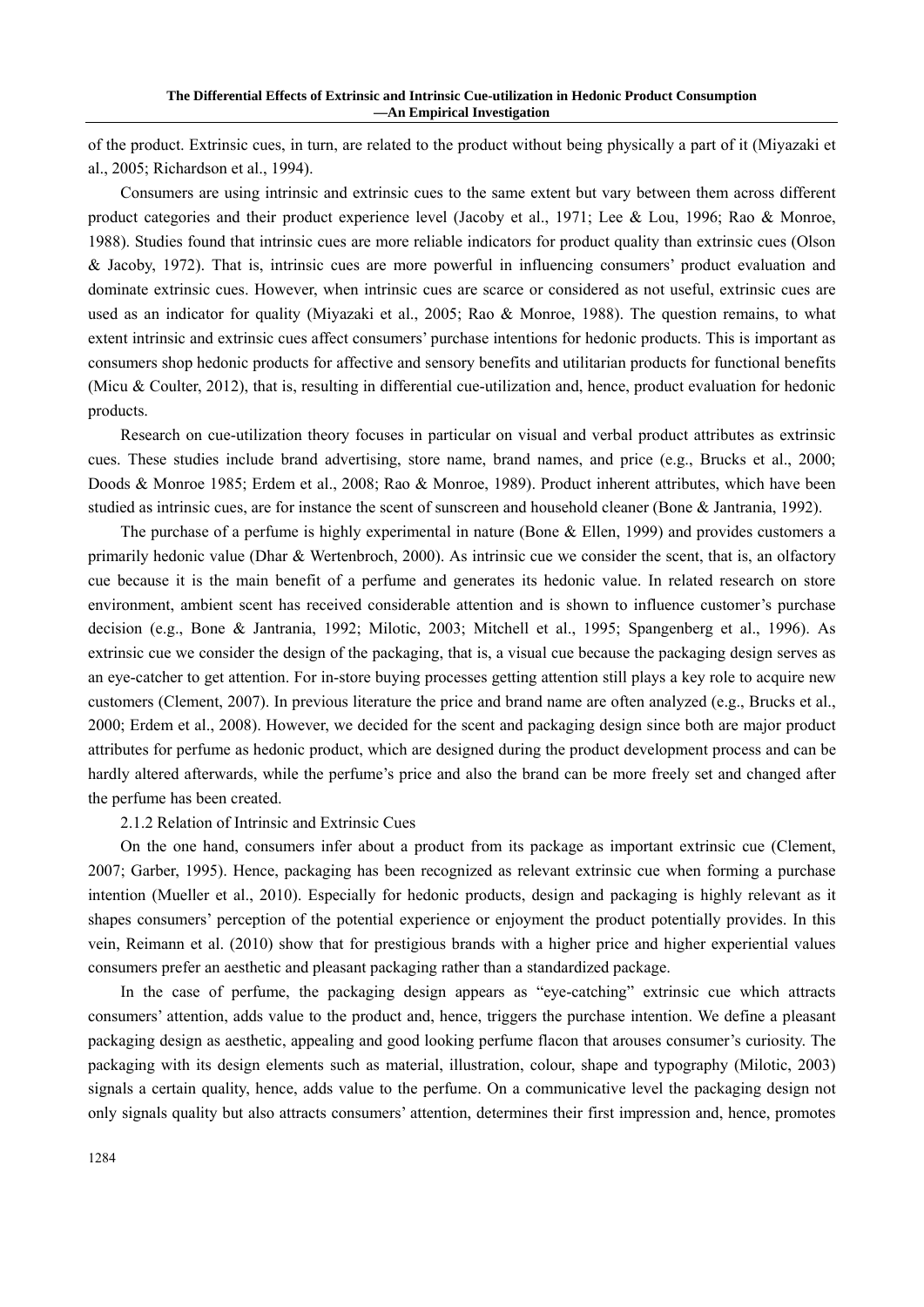of the product. Extrinsic cues, in turn, are related to the product without being physically a part of it (Miyazaki et al., 2005; Richardson et al., 1994).

Consumers are using intrinsic and extrinsic cues to the same extent but vary between them across different product categories and their product experience level (Jacoby et al., 1971; Lee & Lou, 1996; Rao & Monroe, 1988). Studies found that intrinsic cues are more reliable indicators for product quality than extrinsic cues (Olson & Jacoby, 1972). That is, intrinsic cues are more powerful in influencing consumers' product evaluation and dominate extrinsic cues. However, when intrinsic cues are scarce or considered as not useful, extrinsic cues are used as an indicator for quality (Miyazaki et al., 2005; Rao & Monroe, 1988). The question remains, to what extent intrinsic and extrinsic cues affect consumers' purchase intentions for hedonic products. This is important as consumers shop hedonic products for affective and sensory benefits and utilitarian products for functional benefits (Micu & Coulter, 2012), that is, resulting in differential cue-utilization and, hence, product evaluation for hedonic products.

Research on cue-utilization theory focuses in particular on visual and verbal product attributes as extrinsic cues. These studies include brand advertising, store name, brand names, and price (e.g., Brucks et al., 2000; Doods & Monroe 1985; Erdem et al., 2008; Rao & Monroe, 1989). Product inherent attributes, which have been studied as intrinsic cues, are for instance the scent of sunscreen and household cleaner (Bone & Jantrania, 1992).

The purchase of a perfume is highly experimental in nature (Bone & Ellen, 1999) and provides customers a primarily hedonic value (Dhar & Wertenbroch, 2000). As intrinsic cue we consider the scent, that is, an olfactory cue because it is the main benefit of a perfume and generates its hedonic value. In related research on store environment, ambient scent has received considerable attention and is shown to influence customer's purchase decision (e.g., Bone & Jantrania, 1992; Milotic, 2003; Mitchell et al., 1995; Spangenberg et al., 1996). As extrinsic cue we consider the design of the packaging, that is, a visual cue because the packaging design serves as an eye-catcher to get attention. For in-store buying processes getting attention still plays a key role to acquire new customers (Clement, 2007). In previous literature the price and brand name are often analyzed (e.g., Brucks et al., 2000; Erdem et al., 2008). However, we decided for the scent and packaging design since both are major product attributes for perfume as hedonic product, which are designed during the product development process and can be hardly altered afterwards, while the perfume's price and also the brand can be more freely set and changed after the perfume has been created.

### 2.1.2 Relation of Intrinsic and Extrinsic Cues

On the one hand, consumers infer about a product from its package as important extrinsic cue (Clement, 2007; Garber, 1995). Hence, packaging has been recognized as relevant extrinsic cue when forming a purchase intention (Mueller et al., 2010). Especially for hedonic products, design and packaging is highly relevant as it shapes consumers' perception of the potential experience or enjoyment the product potentially provides. In this vein, Reimann et al. (2010) show that for prestigious brands with a higher price and higher experiential values consumers prefer an aesthetic and pleasant packaging rather than a standardized package.

In the case of perfume, the packaging design appears as "eye-catching" extrinsic cue which attracts consumers' attention, adds value to the product and, hence, triggers the purchase intention. We define a pleasant packaging design as aesthetic, appealing and good looking perfume flacon that arouses consumer's curiosity. The packaging with its design elements such as material, illustration, colour, shape and typography (Milotic, 2003) signals a certain quality, hence, adds value to the perfume. On a communicative level the packaging design not only signals quality but also attracts consumers' attention, determines their first impression and, hence, promotes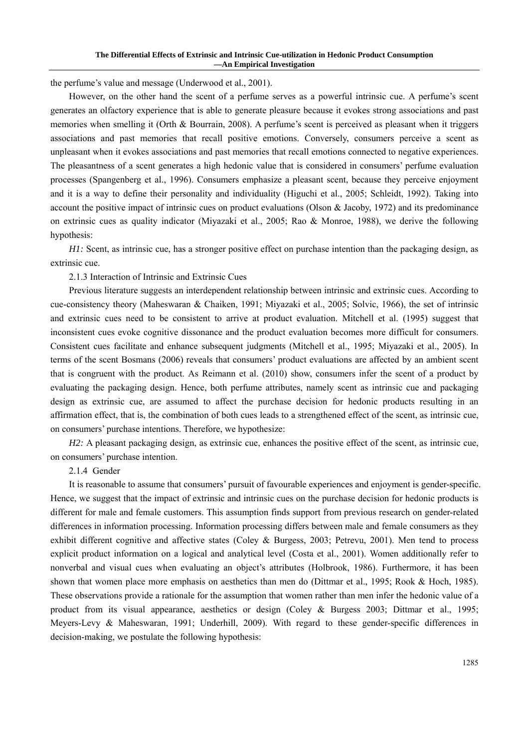the perfume's value and message (Underwood et al., 2001).

However, on the other hand the scent of a perfume serves as a powerful intrinsic cue. A perfume's scent generates an olfactory experience that is able to generate pleasure because it evokes strong associations and past memories when smelling it (Orth & Bourrain, 2008). A perfume's scent is perceived as pleasant when it triggers associations and past memories that recall positive emotions. Conversely, consumers perceive a scent as unpleasant when it evokes associations and past memories that recall emotions connected to negative experiences. The pleasantness of a scent generates a high hedonic value that is considered in consumers' perfume evaluation processes (Spangenberg et al., 1996). Consumers emphasize a pleasant scent, because they perceive enjoyment and it is a way to define their personality and individuality (Higuchi et al., 2005; Schleidt, 1992). Taking into account the positive impact of intrinsic cues on product evaluations (Olson & Jacoby, 1972) and its predominance on extrinsic cues as quality indicator (Miyazaki et al., 2005; Rao & Monroe, 1988), we derive the following hypothesis:

*H1:* Scent, as intrinsic cue, has a stronger positive effect on purchase intention than the packaging design, as extrinsic cue.

#### 2.1.3 Interaction of Intrinsic and Extrinsic Cues

Previous literature suggests an interdependent relationship between intrinsic and extrinsic cues. According to cue-consistency theory (Maheswaran & Chaiken, 1991; Miyazaki et al., 2005; Solvic, 1966), the set of intrinsic and extrinsic cues need to be consistent to arrive at product evaluation. Mitchell et al. (1995) suggest that inconsistent cues evoke cognitive dissonance and the product evaluation becomes more difficult for consumers. Consistent cues facilitate and enhance subsequent judgments (Mitchell et al., 1995; Miyazaki et al., 2005). In terms of the scent Bosmans (2006) reveals that consumers' product evaluations are affected by an ambient scent that is congruent with the product. As Reimann et al. (2010) show, consumers infer the scent of a product by evaluating the packaging design. Hence, both perfume attributes, namely scent as intrinsic cue and packaging design as extrinsic cue, are assumed to affect the purchase decision for hedonic products resulting in an affirmation effect, that is, the combination of both cues leads to a strengthened effect of the scent, as intrinsic cue, on consumers' purchase intentions. Therefore, we hypothesize:

*H2:* A pleasant packaging design, as extrinsic cue, enhances the positive effect of the scent, as intrinsic cue, on consumers' purchase intention.

#### 2.1.4 Gender

It is reasonable to assume that consumers' pursuit of favourable experiences and enjoyment is gender-specific. Hence, we suggest that the impact of extrinsic and intrinsic cues on the purchase decision for hedonic products is different for male and female customers. This assumption finds support from previous research on gender-related differences in information processing. Information processing differs between male and female consumers as they exhibit different cognitive and affective states (Coley & Burgess, 2003; Petrevu, 2001). Men tend to process explicit product information on a logical and analytical level (Costa et al., 2001). Women additionally refer to nonverbal and visual cues when evaluating an object's attributes (Holbrook, 1986). Furthermore, it has been shown that women place more emphasis on aesthetics than men do (Dittmar et al., 1995; Rook & Hoch, 1985). These observations provide a rationale for the assumption that women rather than men infer the hedonic value of a product from its visual appearance, aesthetics or design (Coley & Burgess 2003; Dittmar et al., 1995; Meyers-Levy & Maheswaran, 1991; Underhill, 2009). With regard to these gender-specific differences in decision-making, we postulate the following hypothesis: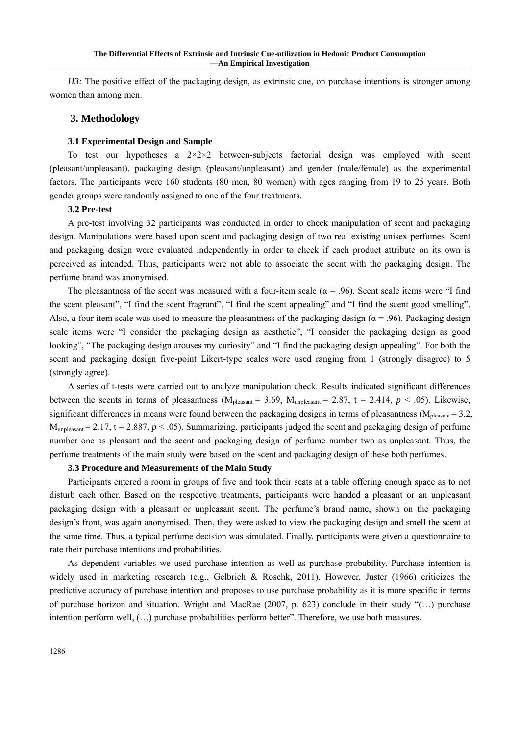*H3:* The positive effect of the packaging design, as extrinsic cue, on purchase intentions is stronger among women than among men.

## 3. Methodology

### 3.1 Experimental Design and Sample

To test our hypotheses a 2×2×2 between-subjects factorial design was employed with scent (pleasant/unpleasant), packaging design (pleasant/unpleasant) and gender (male/female) as the experimental factors. The participants were 160 students (80 men, 80 women) with ages ranging from 19 to 25 years. Both gender groups were randomly assigned to one of the four treatments.

### 3.2 Pre-test

A pre-test involving 32 participants was conducted in order to check manipulation of scent and packaging design. Manipulations were based upon scent and packaging design of two real existing unisex perfumes. Scent and packaging design were evaluated independently in order to check if each product attribute on its own is perceived as intended. Thus, participants were not able to associate the scent with the packaging design. The perfume brand was anonymised.

The pleasantness of the scent was measured with a four-item scale ($\alpha = .96$). Scent scale items were "I find the scent pleasant", "I find the scent fragrant", "I find the scent appealing" and "I find the scent good smelling". Also, a four item scale was used to measure the pleasantness of the packaging design ($\alpha = .96$). Packaging design scale items were "I consider the packaging design as aesthetic", "I consider the packaging design as good looking", "The packaging design arouses my curiosity" and "I find the packaging design appealing". For both the scent and packaging design five-point Likert-type scales were used ranging from 1 (strongly disagree) to 5 (strongly agree).

A series of t-tests were carried out to analyze manipulation check. Results indicated significant differences between the scents in terms of pleasantness ($M_{pleasant} = 3.69$, $M_{unpleasant} = 2.87$, $t = 2.414$, $p < .05$). Likewise, significant differences in means were found between the packaging designs in terms of pleasantness ($M_{pleasant} = 3.2$, $M_{unpleasant} = 2.17$, $t = 2.887$, $p < .05$). Summarizing, participants judged the scent and packaging design of perfume number one as pleasant and the scent and packaging design of perfume number two as unpleasant. Thus, the perfume treatments of the main study were based on the scent and packaging design of these both perfumes.

### 3.3 Procedure and Measurements of the Main Study

Participants entered a room in groups of five and took their seats at a table offering enough space as to not disturb each other. Based on the respective treatments, participants were handed a pleasant or an unpleasant packaging design with a pleasant or unpleasant scent. The perfume's brand name, shown on the packaging design's front, was again anonymised. Then, they were asked to view the packaging design and smell the scent at the same time. Thus, a typical perfume decision was simulated. Finally, participants were given a questionnaire to rate their purchase intentions and probabilities.

As dependent variables we used purchase intention as well as purchase probability. Purchase intention is widely used in marketing research (e.g., Gelbrich & Roschk, 2011). However, Juster (1966) criticizes the predictive accuracy of purchase intention and proposes to use purchase probability as it is more specific in terms of purchase horizon and situation. Wright and MacRae (2007, p. 623) conclude in their study "(…) purchase intention perform well, (…) purchase probabilities perform better". Therefore, we use both measures.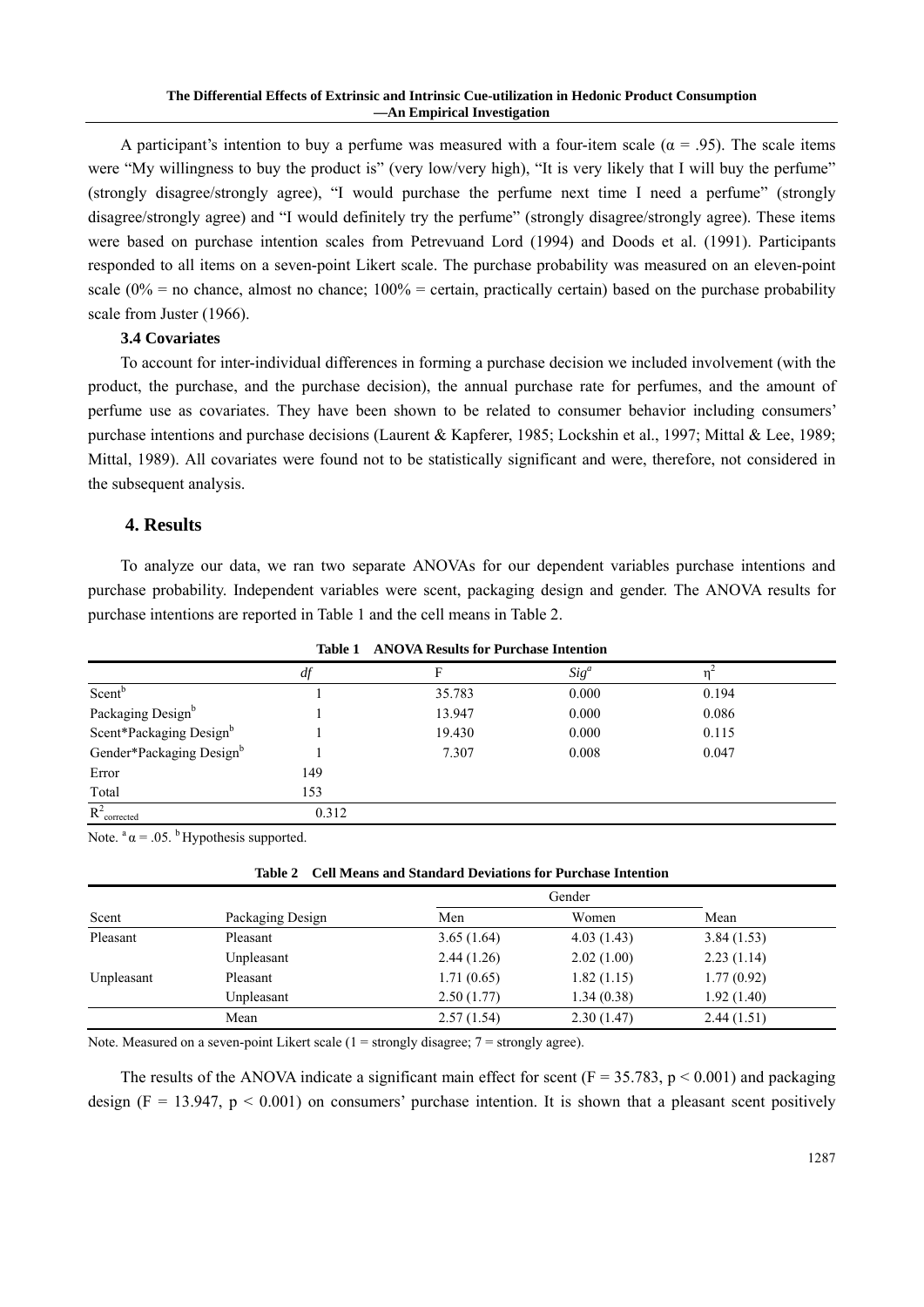A participant's intention to buy a perfume was measured with a four-item scale ($\alpha$ = .95). The scale items were "My willingness to buy the product is" (very low/very high), "It is very likely that I will buy the perfume" (strongly disagree/strongly agree), "I would purchase the perfume next time I need a perfume" (strongly disagree/strongly agree) and "I would definitely try the perfume" (strongly disagree/strongly agree). These items were based on purchase intention scales from Petrevuand Lord (1994) and Doods et al. (1991). Participants responded to all items on a seven-point Likert scale. The purchase probability was measured on an eleven-point scale (0% = no chance, almost no chance; 100% = certain, practically certain) based on the purchase probability scale from Juster (1966).

### 3.4 Covariates

To account for inter-individual differences in forming a purchase decision we included involvement (with the product, the purchase, and the purchase decision), the annual purchase rate for perfumes, and the amount of perfume use as covariates. They have been shown to be related to consumer behavior including consumers' purchase intentions and purchase decisions (Laurent & Kapferer, 1985; Lockshin et al., 1997; Mittal & Lee, 1989; Mittal, 1989). All covariates were found not to be statistically significant and were, therefore, not considered in the subsequent analysis.

## 4. Results

To analyze our data, we ran two separate ANOVAs for our dependent variables purchase intentions and purchase probability. Independent variables were scent, packaging design and gender. The ANOVA results for purchase intentions are reported in Table 1 and the cell means in Table 2.

**Table 1 ANOVA Results for Purchase Intention**

| | *df* | F | *Sig*[a] | $\eta^2$ |
|---|---|---|---|---|
| Scent[b] | 1 | 35.783 | 0.000 | 0.194 |
| Packaging Design[b] | 1 | 13.947 | 0.000 | 0.086 |
| Scent*Packaging Design[b] | 1 | 19.430 | 0.000 | 0.115 |
| Gender*Packaging Design[b] | 1 | 7.307 | 0.008 | 0.047 |
| Error | 149 | | | |
| Total | 153 | | | |
| $R^2_{corrected}$ | 0.312 | | | |

Note. [a] $\alpha$ = .05. [b] Hypothesis supported.

**Table 2 Cell Means and Standard Deviations for Purchase Intention**

| | | Gender | | |
|---|---|---|---|---|
| Scent | Packaging Design | Men | Women | Mean |
| Pleasant | Pleasant | 3.65 (1.64) | 4.03 (1.43) | 3.84 (1.53) |
| | Unpleasant | 2.44 (1.26) | 2.02 (1.00) | 2.23 (1.14) |
| Unpleasant | Pleasant | 1.71 (0.65) | 1.82 (1.15) | 1.77 (0.92) |
| | Unpleasant | 2.50 (1.77) | 1.34 (0.38) | 1.92 (1.40) |
| | Mean | 2.57 (1.54) | 2.30 (1.47) | 2.44 (1.51) |

Note. Measured on a seven-point Likert scale (1 = strongly disagree; 7 = strongly agree).

The results of the ANOVA indicate a significant main effect for scent ($F = 35.783$, $p < 0.001$) and packaging design ($F = 13.947$, $p < 0.001$) on consumers' purchase intention. It is shown that a pleasant scent positively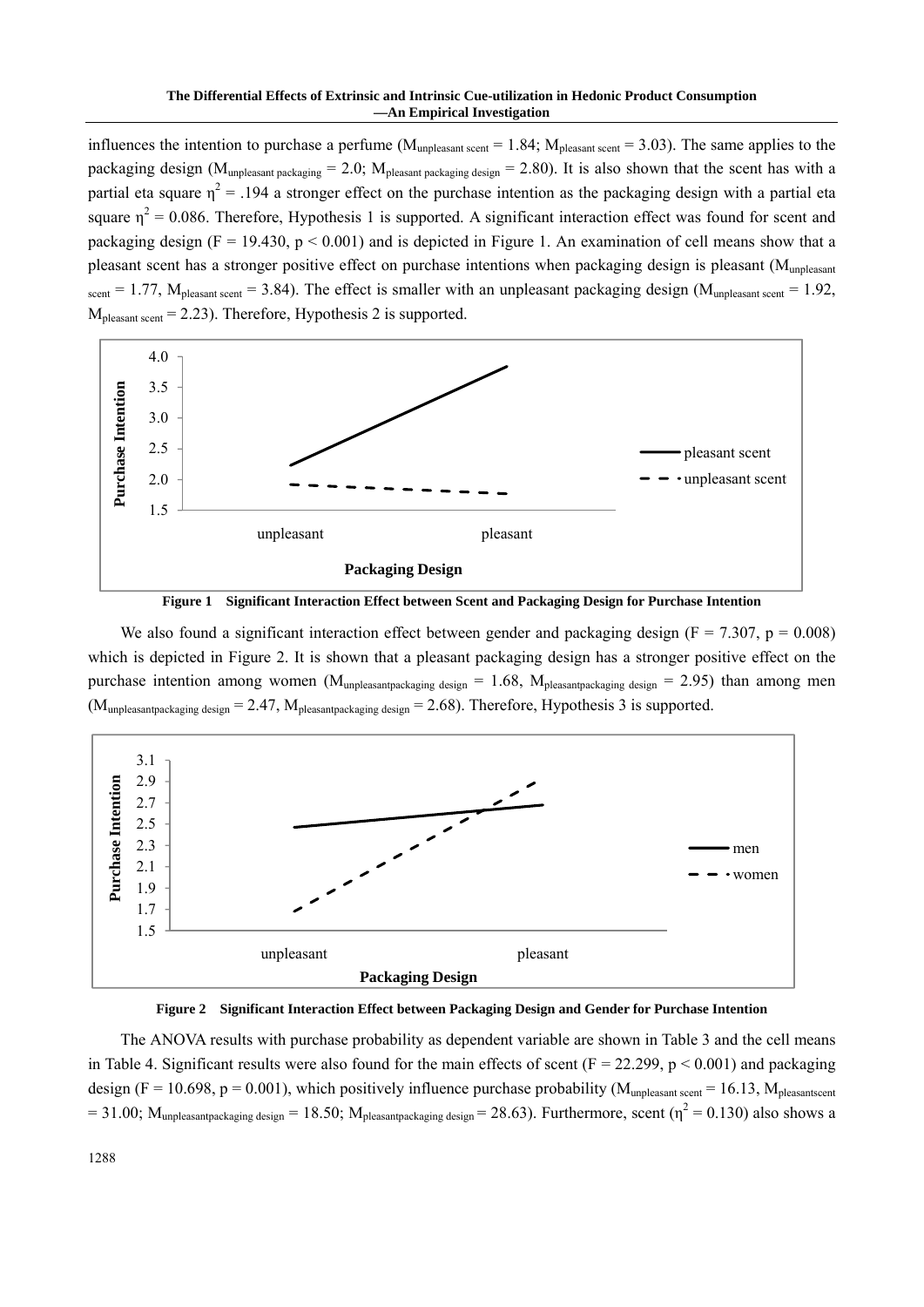influences the intention to purchase a perfume ($M_{unpleasant\ scent}$ = 1.84; $M_{pleasant\ scent}$ = 3.03). The same applies to the packaging design ($M_{unpleasant\ packaging}$ = 2.0; $M_{pleasant\ packaging\ design}$ = 2.80). It is also shown that the scent has with a partial eta square $\eta^2$ = .194 a stronger effect on the purchase intention as the packaging design with a partial eta square $\eta^2$ = 0.086. Therefore, Hypothesis 1 is supported. A significant interaction effect was found for scent and packaging design (F = 19.430, $p < 0.001$) and is depicted in Figure 1. An examination of cell means show that a pleasant scent has a stronger positive effect on purchase intentions when packaging design is pleasant ($M_{unpleasant\ scent}$ = 1.77, $M_{pleasant\ scent}$ = 3.84). The effect is smaller with an unpleasant packaging design ($M_{unpleasant\ scent}$ = 1.92, $M_{pleasant\ scent}$ = 2.23). Therefore, Hypothesis 2 is supported.

**Figure 1 Significant Interaction Effect between Scent and Packaging Design for Purchase Intention**

We also found a significant interaction effect between gender and packaging design (F = 7.307, p = 0.008) which is depicted in Figure 2. It is shown that a pleasant packaging design has a stronger positive effect on the purchase intention among women ($M_{unpleasantpackaging\ design}$ = 1.68, $M_{pleasantpackaging\ design}$ = 2.95) than among men ($M_{unpleasantpackaging\ design}$ = 2.47, $M_{pleasantpackaging\ design}$ = 2.68). Therefore, Hypothesis 3 is supported.

**Figure 2 Significant Interaction Effect between Packaging Design and Gender for Purchase Intention**

The ANOVA results with purchase probability as dependent variable are shown in Table 3 and the cell means in Table 4. Significant results were also found for the main effects of scent (F = 22.299, $p < 0.001$) and packaging design (F = 10.698, p = 0.001), which positively influence purchase probability ($M_{unpleasant\ scent}$ = 16.13, $M_{pleasantscent}$ = 31.00; $M_{unpleasantpackaging\ design}$ = 18.50; $M_{pleasantpackaging\ design}$ = 28.63). Furthermore, scent ($\eta^2$ = 0.130) also shows a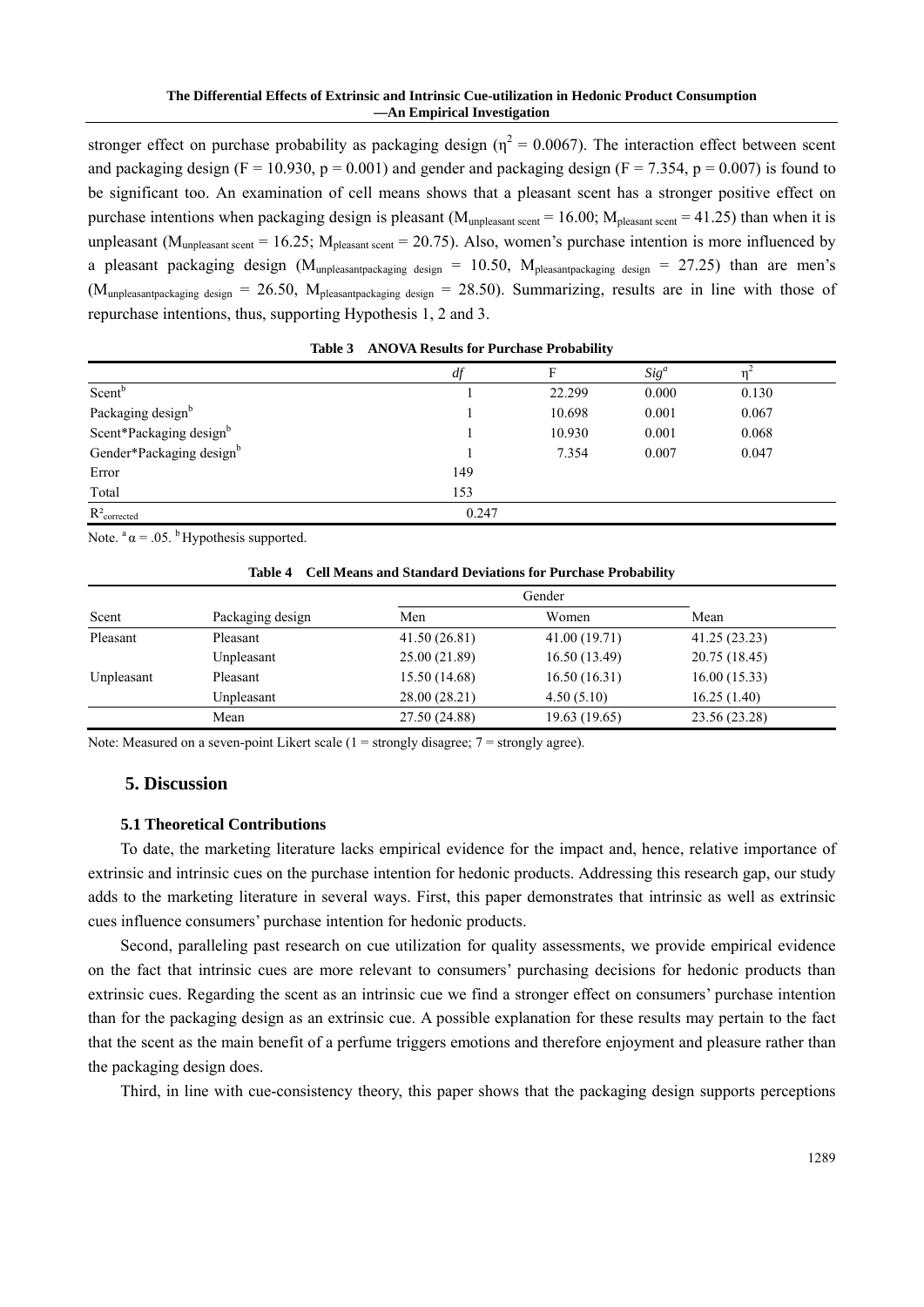stronger effect on purchase probability as packaging design ($\eta^2 = 0.0067$). The interaction effect between scent and packaging design ($F = 10.930$, $p = 0.001$) and gender and packaging design ($F = 7.354$, $p = 0.007$) is found to be significant too. An examination of cell means shows that a pleasant scent has a stronger positive effect on purchase intentions when packaging design is pleasant ($M_{\text{unpleasant scent}} = 16.00$; $M_{\text{pleasant scent}} = 41.25$) than when it is unpleasant ($M_{\text{unpleasant scent}} = 16.25$; $M_{\text{pleasant scent}} = 20.75$). Also, women's purchase intention is more influenced by a pleasant packaging design ($M_{\text{unpleasantpackaging design}} = 10.50$, $M_{\text{pleasantpackaging design}} = 27.25$) than are men's ($M_{\text{unpleasantpackaging design}} = 26.50$, $M_{\text{pleasantpackaging design}} = 28.50$). Summarizing, results are in line with those of repurchase intentions, thus, supporting Hypothesis 1, 2 and 3.

**Table 3 ANOVA Results for Purchase Probability**

| | *df* | F | *Sig*[a] | $\eta^2$ |
|---|---|---|---|---|
| Scent[b] | 1 | 22.299 | 0.000 | 0.130 |
| Packaging design[b] | 1 | 10.698 | 0.001 | 0.067 |
| Scent*Packaging design[b] | 1 | 10.930 | 0.001 | 0.068 |
| Gender*Packaging design[b] | 1 | 7.354 | 0.007 | 0.047 |
| Error | 149 | | | |
| Total | 153 | | | |
| $R^2_{\text{corrected}}$ | 0.247 | | | |

Note. [a] $\alpha = .05$. [b] Hypothesis supported.

**Table 4 Cell Means and Standard Deviations for Purchase Probability**

| | | Gender | | |
|---|---|---|---|---|
| Scent | Packaging design | Men | Women | Mean |
| Pleasant | Pleasant | 41.50 (26.81) | 41.00 (19.71) | 41.25 (23.23) |
| | Unpleasant | 25.00 (21.89) | 16.50 (13.49) | 20.75 (18.45) |
| Unpleasant | Pleasant | 15.50 (14.68) | 16.50 (16.31) | 16.00 (15.33) |
| | Unpleasant | 28.00 (28.21) | 4.50 (5.10) | 16.25 (1.40) |
| | Mean | 27.50 (24.88) | 19.63 (19.65) | 23.56 (23.28) |

Note: Measured on a seven-point Likert scale (1 = strongly disagree; 7 = strongly agree).

## 5. Discussion

### 5.1 Theoretical Contributions

To date, the marketing literature lacks empirical evidence for the impact and, hence, relative importance of extrinsic and intrinsic cues on the purchase intention for hedonic products. Addressing this research gap, our study adds to the marketing literature in several ways. First, this paper demonstrates that intrinsic as well as extrinsic cues influence consumers' purchase intention for hedonic products.

Second, paralleling past research on cue utilization for quality assessments, we provide empirical evidence on the fact that intrinsic cues are more relevant to consumers' purchasing decisions for hedonic products than extrinsic cues. Regarding the scent as an intrinsic cue we find a stronger effect on consumers' purchase intention than for the packaging design as an extrinsic cue. A possible explanation for these results may pertain to the fact that the scent as the main benefit of a perfume triggers emotions and therefore enjoyment and pleasure rather than the packaging design does.

Third, in line with cue-consistency theory, this paper shows that the packaging design supports perceptions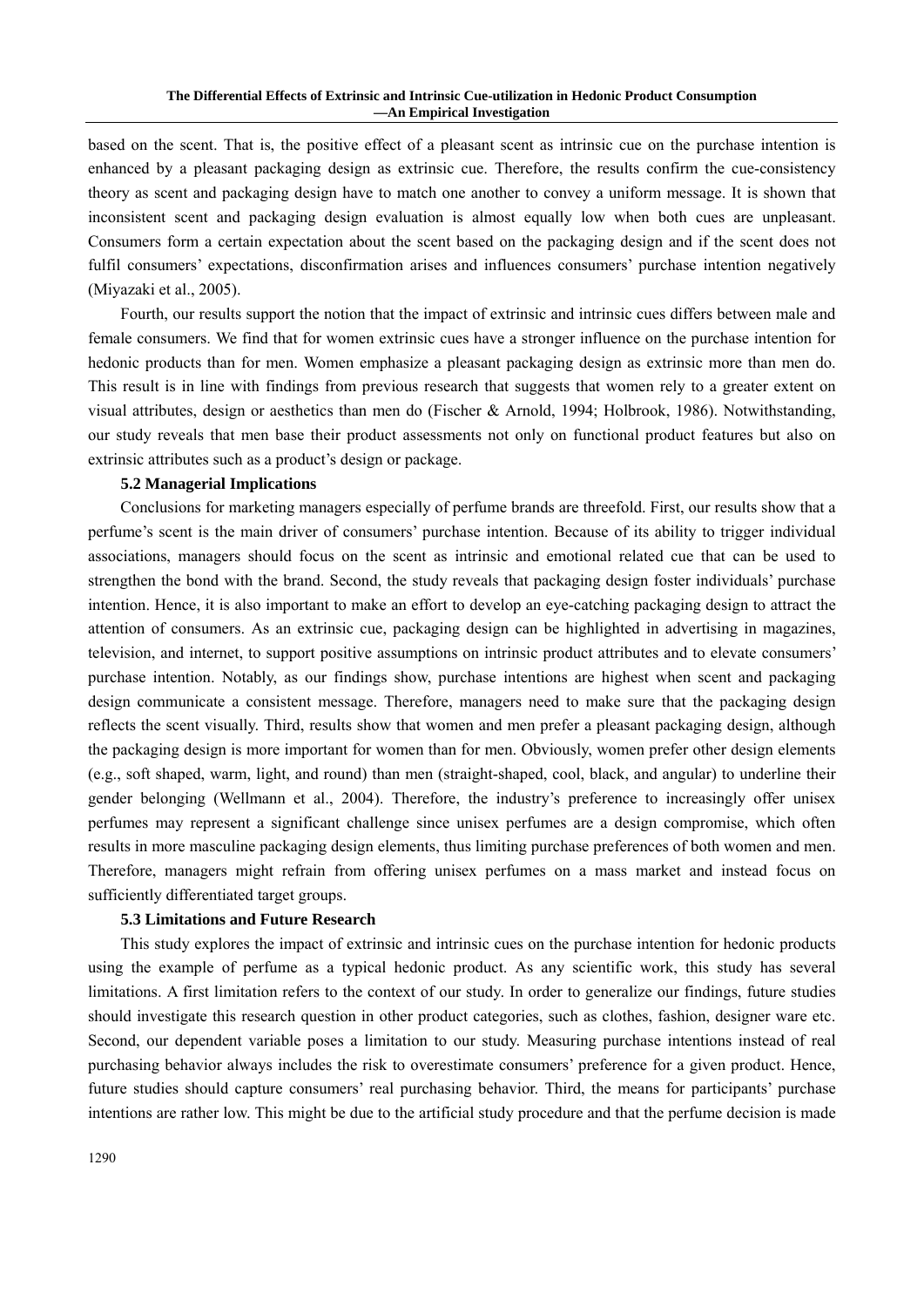based on the scent. That is, the positive effect of a pleasant scent as intrinsic cue on the purchase intention is enhanced by a pleasant packaging design as extrinsic cue. Therefore, the results confirm the cue-consistency theory as scent and packaging design have to match one another to convey a uniform message. It is shown that inconsistent scent and packaging design evaluation is almost equally low when both cues are unpleasant. Consumers form a certain expectation about the scent based on the packaging design and if the scent does not fulfil consumers' expectations, disconfirmation arises and influences consumers' purchase intention negatively (Miyazaki et al., 2005).

Fourth, our results support the notion that the impact of extrinsic and intrinsic cues differs between male and female consumers. We find that for women extrinsic cues have a stronger influence on the purchase intention for hedonic products than for men. Women emphasize a pleasant packaging design as extrinsic more than men do. This result is in line with findings from previous research that suggests that women rely to a greater extent on visual attributes, design or aesthetics than men do (Fischer & Arnold, 1994; Holbrook, 1986). Notwithstanding, our study reveals that men base their product assessments not only on functional product features but also on extrinsic attributes such as a product's design or package.

### 5.2 Managerial Implications

Conclusions for marketing managers especially of perfume brands are threefold. First, our results show that a perfume's scent is the main driver of consumers' purchase intention. Because of its ability to trigger individual associations, managers should focus on the scent as intrinsic and emotional related cue that can be used to strengthen the bond with the brand. Second, the study reveals that packaging design foster individuals' purchase intention. Hence, it is also important to make an effort to develop an eye-catching packaging design to attract the attention of consumers. As an extrinsic cue, packaging design can be highlighted in advertising in magazines, television, and internet, to support positive assumptions on intrinsic product attributes and to elevate consumers' purchase intention. Notably, as our findings show, purchase intentions are highest when scent and packaging design communicate a consistent message. Therefore, managers need to make sure that the packaging design reflects the scent visually. Third, results show that women and men prefer a pleasant packaging design, although the packaging design is more important for women than for men. Obviously, women prefer other design elements (e.g., soft shaped, warm, light, and round) than men (straight-shaped, cool, black, and angular) to underline their gender belonging (Wellmann et al., 2004). Therefore, the industry's preference to increasingly offer unisex perfumes may represent a significant challenge since unisex perfumes are a design compromise, which often results in more masculine packaging design elements, thus limiting purchase preferences of both women and men. Therefore, managers might refrain from offering unisex perfumes on a mass market and instead focus on sufficiently differentiated target groups.

### 5.3 Limitations and Future Research

This study explores the impact of extrinsic and intrinsic cues on the purchase intention for hedonic products using the example of perfume as a typical hedonic product. As any scientific work, this study has several limitations. A first limitation refers to the context of our study. In order to generalize our findings, future studies should investigate this research question in other product categories, such as clothes, fashion, designer ware etc. Second, our dependent variable poses a limitation to our study. Measuring purchase intentions instead of real purchasing behavior always includes the risk to overestimate consumers' preference for a given product. Hence, future studies should capture consumers' real purchasing behavior. Third, the means for participants' purchase intentions are rather low. This might be due to the artificial study procedure and that the perfume decision is made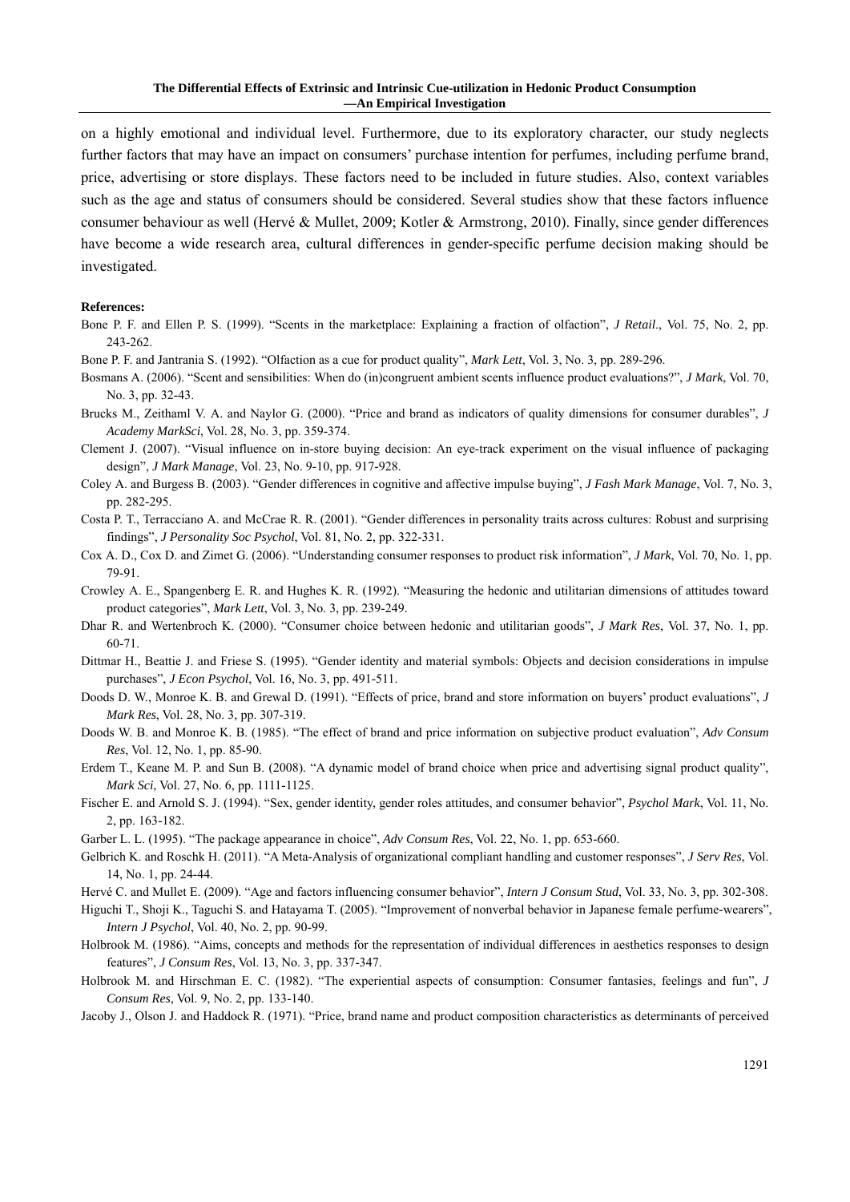on a highly emotional and individual level. Furthermore, due to its exploratory character, our study neglects further factors that may have an impact on consumers' purchase intention for perfumes, including perfume brand, price, advertising or store displays. These factors need to be included in future studies. Also, context variables such as the age and status of consumers should be considered. Several studies show that these factors influence consumer behaviour as well (Hervé & Mullet, 2009; Kotler & Armstrong, 2010). Finally, since gender differences have become a wide research area, cultural differences in gender-specific perfume decision making should be investigated.

**References:**

Bone P. F. and Ellen P. S. (1999). "Scents in the marketplace: Explaining a fraction of olfaction", *J Retail*., Vol. 75, No. 2, pp. 243-262.

Bone P. F. and Jantrania S. (1992). "Olfaction as a cue for product quality", *Mark Lett*, Vol. 3, No. 3, pp. 289-296.

Bosmans A. (2006). "Scent and sensibilities: When do (in)congruent ambient scents influence product evaluations?", *J Mark*, Vol. 70, No. 3, pp. 32-43.

Brucks M., Zeithaml V. A. and Naylor G. (2000). "Price and brand as indicators of quality dimensions for consumer durables", *J Academy MarkSci*, Vol. 28, No. 3, pp. 359-374.

Clement J. (2007). "Visual influence on in-store buying decision: An eye-track experiment on the visual influence of packaging design", *J Mark Manage*, Vol. 23, No. 9-10, pp. 917-928.

Coley A. and Burgess B. (2003). "Gender differences in cognitive and affective impulse buying", *J Fash Mark Manage*, Vol. 7, No. 3, pp. 282-295.

Costa P. T., Terracciano A. and McCrae R. R. (2001). "Gender differences in personality traits across cultures: Robust and surprising findings", *J Personality Soc Psychol*, Vol. 81, No. 2, pp. 322-331.

Cox A. D., Cox D. and Zimet G. (2006). "Understanding consumer responses to product risk information", *J Mark*, Vol. 70, No. 1, pp. 79-91.

Crowley A. E., Spangenberg E. R. and Hughes K. R. (1992). "Measuring the hedonic and utilitarian dimensions of attitudes toward product categories", *Mark Lett*, Vol. 3, No. 3, pp. 239-249.

Dhar R. and Wertenbroch K. (2000). "Consumer choice between hedonic and utilitarian goods", *J Mark Res*, Vol. 37, No. 1, pp. 60-71.

Dittmar H., Beattie J. and Friese S. (1995). "Gender identity and material symbols: Objects and decision considerations in impulse purchases", *J Econ Psychol*, Vol. 16, No. 3, pp. 491-511.

Doods D. W., Monroe K. B. and Grewal D. (1991). "Effects of price, brand and store information on buyers' product evaluations", *J Mark Res*, Vol. 28, No. 3, pp. 307-319.

Doods W. B. and Monroe K. B. (1985). "The effect of brand and price information on subjective product evaluation", *Adv Consum Res*, Vol. 12, No. 1, pp. 85-90.

Erdem T., Keane M. P. and Sun B. (2008). "A dynamic model of brand choice when price and advertising signal product quality", *Mark Sci*, Vol. 27, No. 6, pp. 1111-1125.

Fischer E. and Arnold S. J. (1994). "Sex, gender identity, gender roles attitudes, and consumer behavior", *Psychol Mark*, Vol. 11, No. 2, pp. 163-182.

Garber L. L. (1995). "The package appearance in choice", *Adv Consum Res*, Vol. 22, No. 1, pp. 653-660.

Gelbrich K. and Roschk H. (2011). "A Meta-Analysis of organizational compliant handling and customer responses", *J Serv Res*, Vol. 14, No. 1, pp. 24-44.

Hervé C. and Mullet E. (2009). "Age and factors influencing consumer behavior", *Intern J Consum Stud*, Vol. 33, No. 3, pp. 302-308.

Higuchi T., Shoji K., Taguchi S. and Hatayama T. (2005). "Improvement of nonverbal behavior in Japanese female perfume-wearers", *Intern J Psychol*, Vol. 40, No. 2, pp. 90-99.

Holbrook M. (1986). "Aims, concepts and methods for the representation of individual differences in aesthetics responses to design features", *J Consum Res*, Vol. 13, No. 3, pp. 337-347.

Holbrook M. and Hirschman E. C. (1982). "The experiential aspects of consumption: Consumer fantasies, feelings and fun", *J Consum Res*, Vol. 9, No. 2, pp. 133-140.

Jacoby J., Olson J. and Haddock R. (1971). "Price, brand name and product composition characteristics as determinants of perceived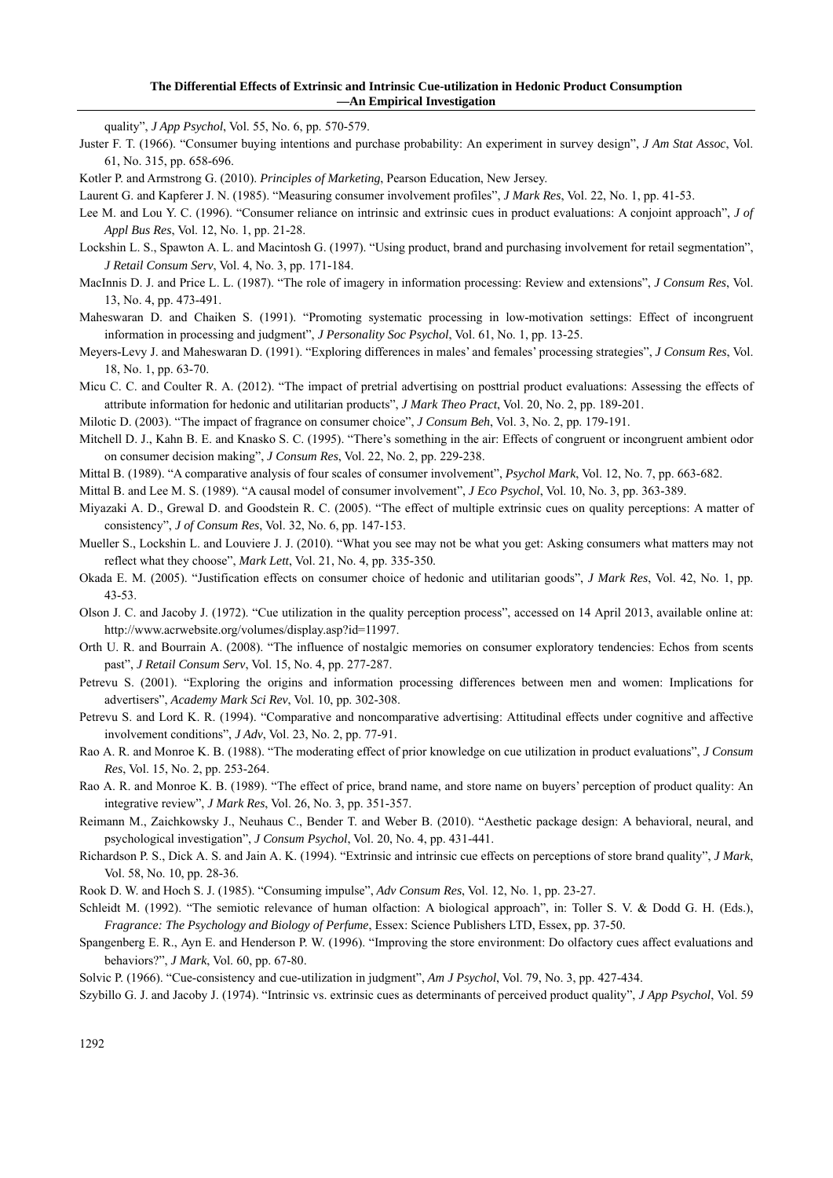quality", *J App Psychol*, Vol. 55, No. 6, pp. 570-579.

Juster F. T. (1966). "Consumer buying intentions and purchase probability: An experiment in survey design", *J Am Stat Assoc*, Vol. 61, No. 315, pp. 658-696.

Kotler P. and Armstrong G. (2010). *Principles of Marketing*, Pearson Education, New Jersey.

Laurent G. and Kapferer J. N. (1985). "Measuring consumer involvement profiles", *J Mark Res*, Vol. 22, No. 1, pp. 41-53.

Lee M. and Lou Y. C. (1996). "Consumer reliance on intrinsic and extrinsic cues in product evaluations: A conjoint approach", *J of Appl Bus Res*, Vol. 12, No. 1, pp. 21-28.

Lockshin L. S., Spawton A. L. and Macintosh G. (1997). "Using product, brand and purchasing involvement for retail segmentation", *J Retail Consum Serv*, Vol. 4, No. 3, pp. 171-184.

MacInnis D. J. and Price L. L. (1987). "The role of imagery in information processing: Review and extensions", *J Consum Res*, Vol. 13, No. 4, pp. 473-491.

Maheswaran D. and Chaiken S. (1991). "Promoting systematic processing in low-motivation settings: Effect of incongruent information in processing and judgment", *J Personality Soc Psychol*, Vol. 61, No. 1, pp. 13-25.

Meyers-Levy J. and Maheswaran D. (1991). "Exploring differences in males' and females' processing strategies", *J Consum Res*, Vol. 18, No. 1, pp. 63-70.

Micu C. C. and Coulter R. A. (2012). "The impact of pretrial advertising on posttrial product evaluations: Assessing the effects of attribute information for hedonic and utilitarian products", *J Mark Theo Pract*, Vol. 20, No. 2, pp. 189-201.

Milotic D. (2003). "The impact of fragrance on consumer choice", *J Consum Beh*, Vol. 3, No. 2, pp. 179-191.

Mitchell D. J., Kahn B. E. and Knasko S. C. (1995). "There's something in the air: Effects of congruent or incongruent ambient odor on consumer decision making", *J Consum Res*, Vol. 22, No. 2, pp. 229-238.

Mittal B. (1989). "A comparative analysis of four scales of consumer involvement", *Psychol Mark*, Vol. 12, No. 7, pp. 663-682.

Mittal B. and Lee M. S. (1989). "A causal model of consumer involvement", *J Eco Psychol*, Vol. 10, No. 3, pp. 363-389.

Miyazaki A. D., Grewal D. and Goodstein R. C. (2005). "The effect of multiple extrinsic cues on quality perceptions: A matter of consistency", *J of Consum Res*, Vol. 32, No. 6, pp. 147-153.

Mueller S., Lockshin L. and Louviere J. J. (2010). "What you see may not be what you get: Asking consumers what matters may not reflect what they choose", *Mark Lett*, Vol. 21, No. 4, pp. 335-350.

Okada E. M. (2005). "Justification effects on consumer choice of hedonic and utilitarian goods", *J Mark Res*, Vol. 42, No. 1, pp. 43-53.

Olson J. C. and Jacoby J. (1972). "Cue utilization in the quality perception process", accessed on 14 April 2013, available online at: http://www.acrwebsite.org/volumes/display.asp?id=11997.

Orth U. R. and Bourrain A. (2008). "The influence of nostalgic memories on consumer exploratory tendencies: Echos from scents past", *J Retail Consum Serv*, Vol. 15, No. 4, pp. 277-287.

Petrevu S. (2001). "Exploring the origins and information processing differences between men and women: Implications for advertisers", *Academy Mark Sci Rev*, Vol. 10, pp. 302-308.

Petrevu S. and Lord K. R. (1994). "Comparative and noncomparative advertising: Attitudinal effects under cognitive and affective involvement conditions", *J Adv*, Vol. 23, No. 2, pp. 77-91.

Rao A. R. and Monroe K. B. (1988). "The moderating effect of prior knowledge on cue utilization in product evaluations", *J Consum Res*, Vol. 15, No. 2, pp. 253-264.

Rao A. R. and Monroe K. B. (1989). "The effect of price, brand name, and store name on buyers' perception of product quality: An integrative review", *J Mark Res*, Vol. 26, No. 3, pp. 351-357.

Reimann M., Zaichkowsky J., Neuhaus C., Bender T. and Weber B. (2010). "Aesthetic package design: A behavioral, neural, and psychological investigation", *J Consum Psychol*, Vol. 20, No. 4, pp. 431-441.

Richardson P. S., Dick A. S. and Jain A. K. (1994). "Extrinsic and intrinsic cue effects on perceptions of store brand quality", *J Mark*, Vol. 58, No. 10, pp. 28-36.

Rook D. W. and Hoch S. J. (1985). "Consuming impulse", *Adv Consum Res*, Vol. 12, No. 1, pp. 23-27.

Schleidt M. (1992). "The semiotic relevance of human olfaction: A biological approach", in: Toller S. V. & Dodd G. H. (Eds.), *Fragrance: The Psychology and Biology of Perfume*, Essex: Science Publishers LTD, Essex, pp. 37-50.

Spangenberg E. R., Ayn E. and Henderson P. W. (1996). "Improving the store environment: Do olfactory cues affect evaluations and behaviors?", *J Mark*, Vol. 60, pp. 67-80.

Solvic P. (1966). "Cue-consistency and cue-utilization in judgment", *Am J Psychol*, Vol. 79, No. 3, pp. 427-434.

Szybillo G. J. and Jacoby J. (1974). "Intrinsic vs. extrinsic cues as determinants of perceived product quality", *J App Psychol*, Vol. 59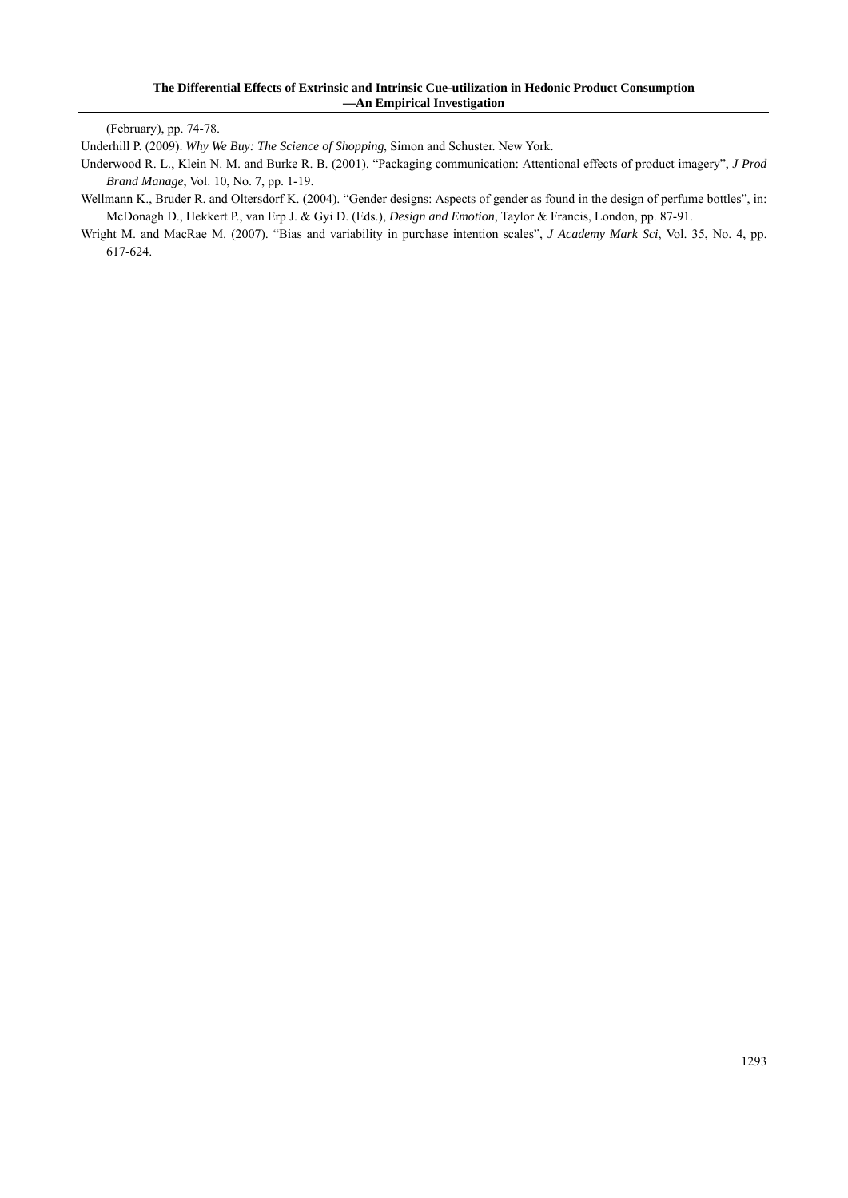(February), pp. 74-78.

Underhill P. (2009). *Why We Buy: The Science of Shopping*, Simon and Schuster. New York.

Underwood R. L., Klein N. M. and Burke R. B. (2001). "Packaging communication: Attentional effects of product imagery", *J Prod Brand Manage*, Vol. 10, No. 7, pp. 1-19.

Wellmann K., Bruder R. and Oltersdorf K. (2004). "Gender designs: Aspects of gender as found in the design of perfume bottles", in: McDonagh D., Hekkert P., van Erp J. & Gyi D. (Eds.), *Design and Emotion*, Taylor & Francis, London, pp. 87-91.

Wright M. and MacRae M. (2007). "Bias and variability in purchase intention scales", *J Academy Mark Sci*, Vol. 35, No. 4, pp. 617-624.